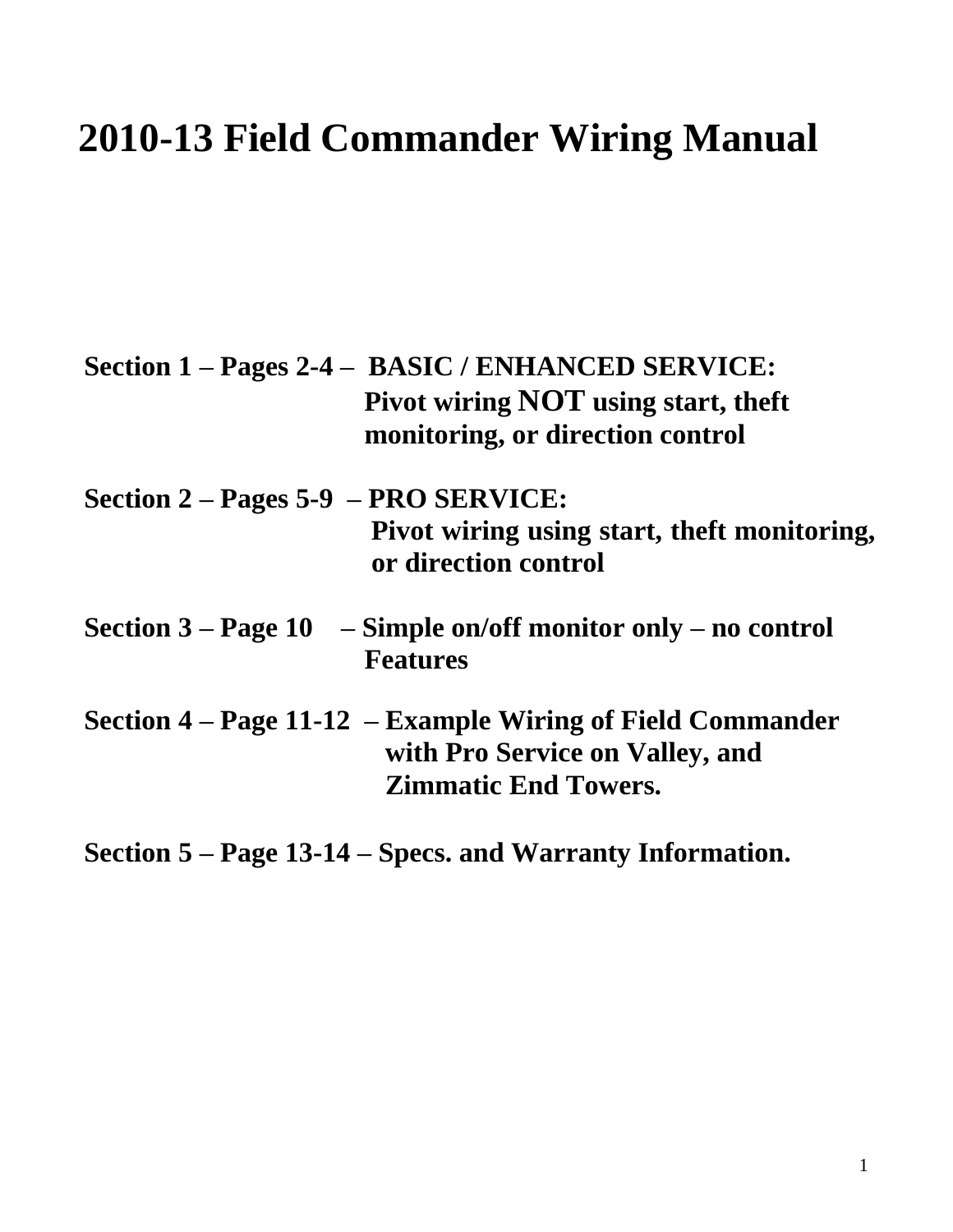# 2010-13 Field Commander Wiring Manual

**Section 1 – Pages 2-4 – BASIC / ENHANCED SERVICE: Pivot wiring NOT using start, theft monitoring, or direction control**

**Section 2 – Pages 5-9 – PRO SERVICE: Pivot wiring using start, theft monitoring, or direction control**

**Section 3 – Page 10 – Simple on/off monitor only – no control Features**

**Section 4 – Page 11-12 – Example Wiring of Field Commander with Pro Service on Valley, and Zimmatic End Towers.**

**Section 5 – Page 13-14 – Specs. and Warranty Information.**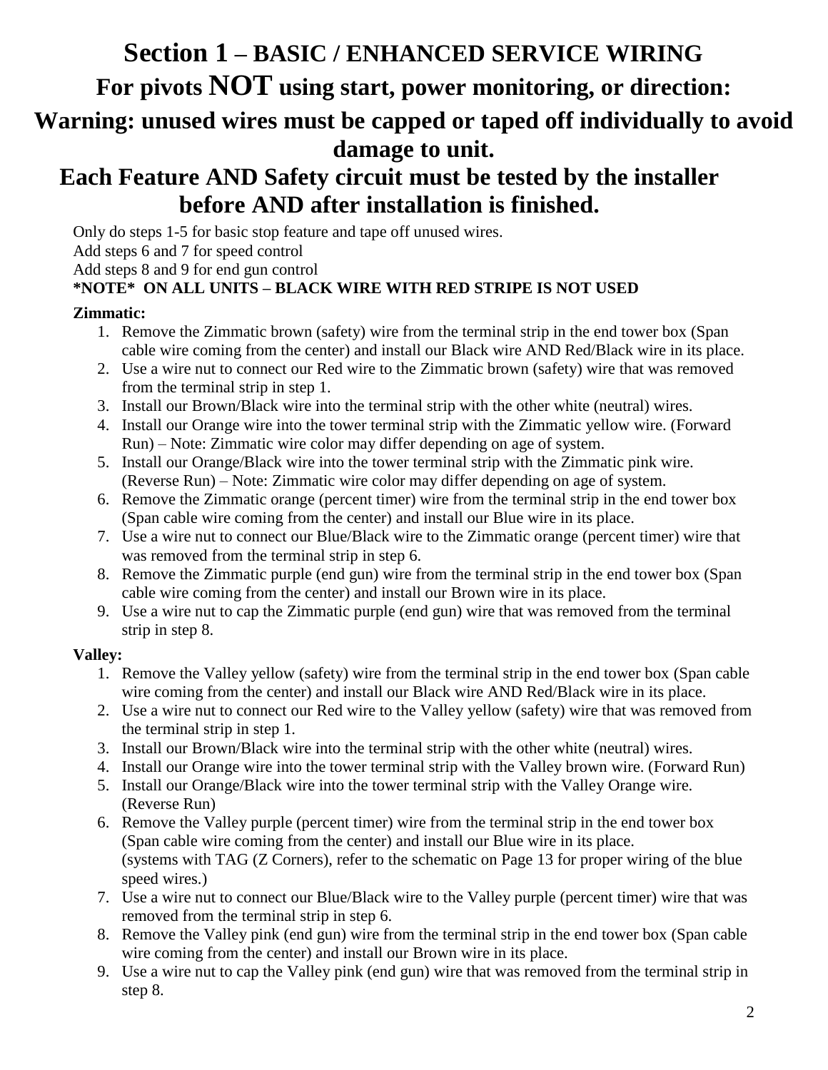# Section 1 – BASIC / ENHANCED SERVICE WIRING

## For pivots NOT using start, power monitoring, or direction:

## Warning: unused wires must be capped or taped off individually to avoid damage to unit.

## Each Feature AND Safety circuit must be tested by the installer before AND after installation is finished.

Only do steps 1-5 for basic stop feature and tape off unused wires.
Add steps 6 and 7 for speed control
Add steps 8 and 9 for end gun control
**\*NOTE\*  ON ALL UNITS – BLACK WIRE WITH RED STRIPE IS NOT USED**

**Zimmatic:**

1. Remove the Zimmatic brown (safety) wire from the terminal strip in the end tower box (Span cable wire coming from the center) and install our Black wire AND Red/Black wire in its place.
2. Use a wire nut to connect our Red wire to the Zimmatic brown (safety) wire that was removed from the terminal strip in step 1.
3. Install our Brown/Black wire into the terminal strip with the other white (neutral) wires.
4. Install our Orange wire into the tower terminal strip with the Zimmatic yellow wire. (Forward Run) – Note: Zimmatic wire color may differ depending on age of system.
5. Install our Orange/Black wire into the tower terminal strip with the Zimmatic pink wire. (Reverse Run) – Note: Zimmatic wire color may differ depending on age of system.
6. Remove the Zimmatic orange (percent timer) wire from the terminal strip in the end tower box (Span cable wire coming from the center) and install our Blue wire in its place.
7. Use a wire nut to connect our Blue/Black wire to the Zimmatic orange (percent timer) wire that was removed from the terminal strip in step 6.
8. Remove the Zimmatic purple (end gun) wire from the terminal strip in the end tower box (Span cable wire coming from the center) and install our Brown wire in its place.
9. Use a wire nut to cap the Zimmatic purple (end gun) wire that was removed from the terminal strip in step 8.

**Valley:**

1. Remove the Valley yellow (safety) wire from the terminal strip in the end tower box (Span cable wire coming from the center) and install our Black wire AND Red/Black wire in its place.
2. Use a wire nut to connect our Red wire to the Valley yellow (safety) wire that was removed from the terminal strip in step 1.
3. Install our Brown/Black wire into the terminal strip with the other white (neutral) wires.
4. Install our Orange wire into the tower terminal strip with the Valley brown wire. (Forward Run)
5. Install our Orange/Black wire into the tower terminal strip with the Valley Orange wire. (Reverse Run)
6. Remove the Valley purple (percent timer) wire from the terminal strip in the end tower box (Span cable wire coming from the center) and install our Blue wire in its place.
   (systems with TAG (Z Corners), refer to the schematic on Page 13 for proper wiring of the blue speed wires.)
7. Use a wire nut to connect our Blue/Black wire to the Valley purple (percent timer) wire that was removed from the terminal strip in step 6.
8. Remove the Valley pink (end gun) wire from the terminal strip in the end tower box (Span cable wire coming from the center) and install our Brown wire in its place.
9. Use a wire nut to cap the Valley pink (end gun) wire that was removed from the terminal strip in step 8.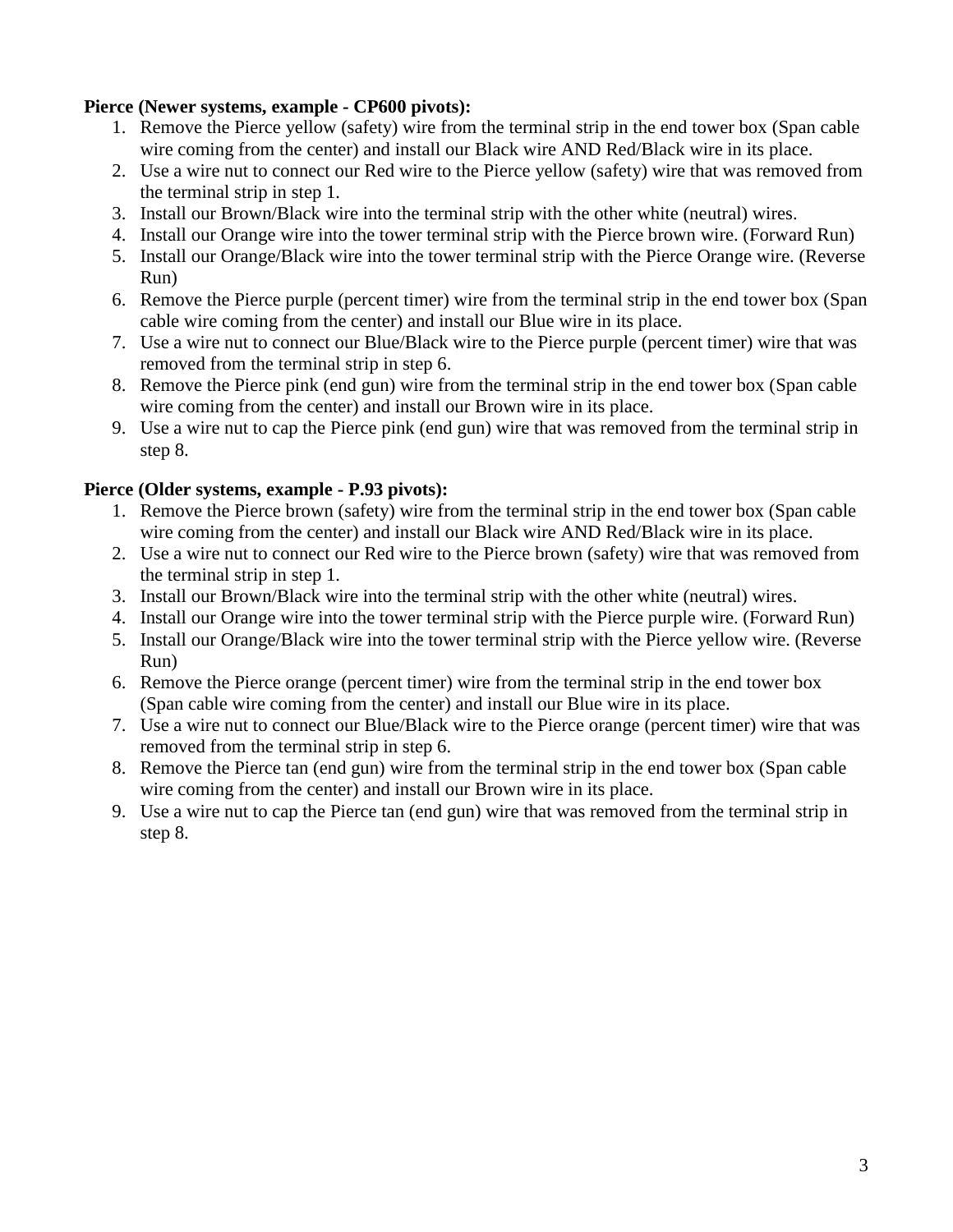**Pierce (Newer systems, example - CP600 pivots):**

1. Remove the Pierce yellow (safety) wire from the terminal strip in the end tower box (Span cable wire coming from the center) and install our Black wire AND Red/Black wire in its place.
2. Use a wire nut to connect our Red wire to the Pierce yellow (safety) wire that was removed from the terminal strip in step 1.
3. Install our Brown/Black wire into the terminal strip with the other white (neutral) wires.
4. Install our Orange wire into the tower terminal strip with the Pierce brown wire. (Forward Run)
5. Install our Orange/Black wire into the tower terminal strip with the Pierce Orange wire. (Reverse Run)
6. Remove the Pierce purple (percent timer) wire from the terminal strip in the end tower box (Span cable wire coming from the center) and install our Blue wire in its place.
7. Use a wire nut to connect our Blue/Black wire to the Pierce purple (percent timer) wire that was removed from the terminal strip in step 6.
8. Remove the Pierce pink (end gun) wire from the terminal strip in the end tower box (Span cable wire coming from the center) and install our Brown wire in its place.
9. Use a wire nut to cap the Pierce pink (end gun) wire that was removed from the terminal strip in step 8.

**Pierce (Older systems, example - P.93 pivots):**

1. Remove the Pierce brown (safety) wire from the terminal strip in the end tower box (Span cable wire coming from the center) and install our Black wire AND Red/Black wire in its place.
2. Use a wire nut to connect our Red wire to the Pierce brown (safety) wire that was removed from the terminal strip in step 1.
3. Install our Brown/Black wire into the terminal strip with the other white (neutral) wires.
4. Install our Orange wire into the tower terminal strip with the Pierce purple wire. (Forward Run)
5. Install our Orange/Black wire into the tower terminal strip with the Pierce yellow wire. (Reverse Run)
6. Remove the Pierce orange (percent timer) wire from the terminal strip in the end tower box (Span cable wire coming from the center) and install our Blue wire in its place.
7. Use a wire nut to connect our Blue/Black wire to the Pierce orange (percent timer) wire that was removed from the terminal strip in step 6.
8. Remove the Pierce tan (end gun) wire from the terminal strip in the end tower box (Span cable wire coming from the center) and install our Brown wire in its place.
9. Use a wire nut to cap the Pierce tan (end gun) wire that was removed from the terminal strip in step 8.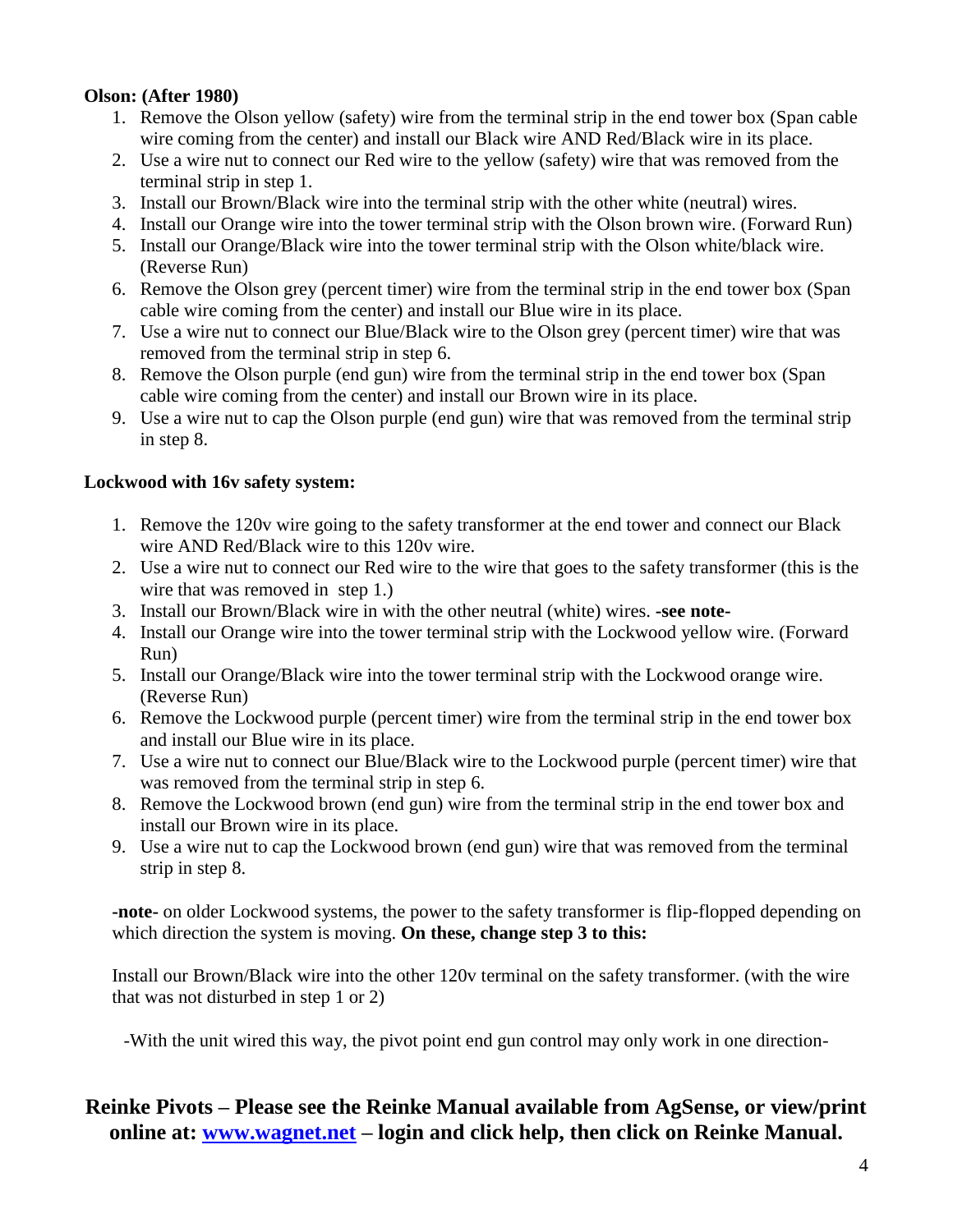**Olson: (After 1980)**

1. Remove the Olson yellow (safety) wire from the terminal strip in the end tower box (Span cable wire coming from the center) and install our Black wire AND Red/Black wire in its place.
2. Use a wire nut to connect our Red wire to the yellow (safety) wire that was removed from the terminal strip in step 1.
3. Install our Brown/Black wire into the terminal strip with the other white (neutral) wires.
4. Install our Orange wire into the tower terminal strip with the Olson brown wire. (Forward Run)
5. Install our Orange/Black wire into the tower terminal strip with the Olson white/black wire. (Reverse Run)
6. Remove the Olson grey (percent timer) wire from the terminal strip in the end tower box (Span cable wire coming from the center) and install our Blue wire in its place.
7. Use a wire nut to connect our Blue/Black wire to the Olson grey (percent timer) wire that was removed from the terminal strip in step 6.
8. Remove the Olson purple (end gun) wire from the terminal strip in the end tower box (Span cable wire coming from the center) and install our Brown wire in its place.
9. Use a wire nut to cap the Olson purple (end gun) wire that was removed from the terminal strip in step 8.

**Lockwood with 16v safety system:**

1. Remove the 120v wire going to the safety transformer at the end tower and connect our Black wire AND Red/Black wire to this 120v wire.
2. Use a wire nut to connect our Red wire to the wire that goes to the safety transformer (this is the wire that was removed in step 1.)
3. Install our Brown/Black wire in with the other neutral (white) wires. **-see note-**
4. Install our Orange wire into the tower terminal strip with the Lockwood yellow wire. (Forward Run)
5. Install our Orange/Black wire into the tower terminal strip with the Lockwood orange wire. (Reverse Run)
6. Remove the Lockwood purple (percent timer) wire from the terminal strip in the end tower box and install our Blue wire in its place.
7. Use a wire nut to connect our Blue/Black wire to the Lockwood purple (percent timer) wire that was removed from the terminal strip in step 6.
8. Remove the Lockwood brown (end gun) wire from the terminal strip in the end tower box and install our Brown wire in its place.
9. Use a wire nut to cap the Lockwood brown (end gun) wire that was removed from the terminal strip in step 8.

**-note-** on older Lockwood systems, the power to the safety transformer is flip-flopped depending on which direction the system is moving. **On these, change step 3 to this:**

Install our Brown/Black wire into the other 120v terminal on the safety transformer. (with the wire that was not disturbed in step 1 or 2)

-With the unit wired this way, the pivot point end gun control may only work in one direction-

## Reinke Pivots – Please see the Reinke Manual available from AgSense, or view/print online at: www.wagnet.net – login and click help, then click on Reinke Manual.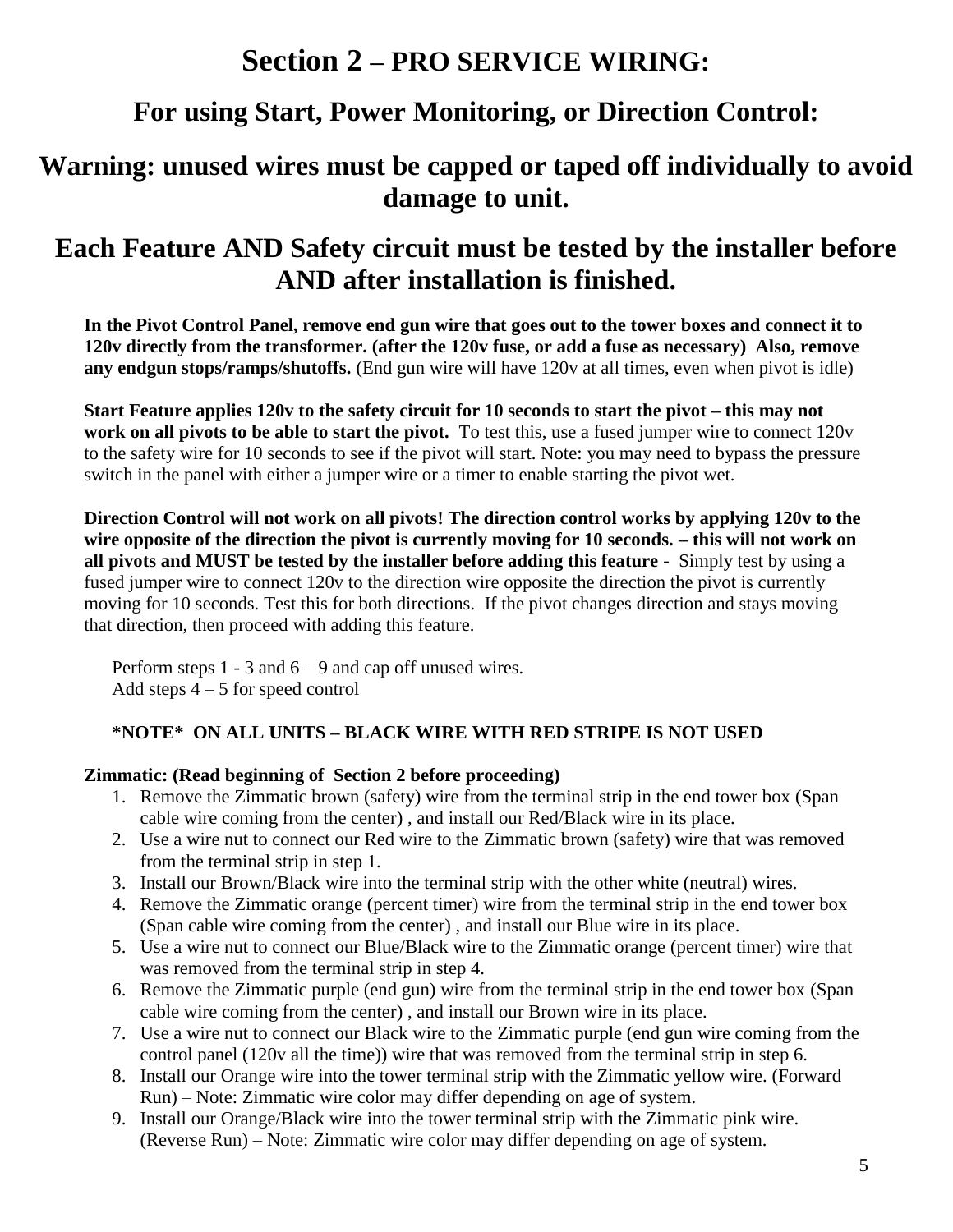# Section 2 – PRO SERVICE WIRING:

## For using Start, Power Monitoring, or Direction Control:

## Warning: unused wires must be capped or taped off individually to avoid damage to unit.

## Each Feature AND Safety circuit must be tested by the installer before AND after installation is finished.

**In the Pivot Control Panel, remove end gun wire that goes out to the tower boxes and connect it to 120v directly from the transformer. (after the 120v fuse, or add a fuse as necessary) Also, remove any endgun stops/ramps/shutoffs.** (End gun wire will have 120v at all times, even when pivot is idle)

**Start Feature applies 120v to the safety circuit for 10 seconds to start the pivot – this may not work on all pivots to be able to start the pivot.** To test this, use a fused jumper wire to connect 120v to the safety wire for 10 seconds to see if the pivot will start. Note: you may need to bypass the pressure switch in the panel with either a jumper wire or a timer to enable starting the pivot wet.

**Direction Control will not work on all pivots! The direction control works by applying 120v to the wire opposite of the direction the pivot is currently moving for 10 seconds. – this will not work on all pivots and MUST be tested by the installer before adding this feature -** Simply test by using a fused jumper wire to connect 120v to the direction wire opposite the direction the pivot is currently moving for 10 seconds. Test this for both directions. If the pivot changes direction and stays moving that direction, then proceed with adding this feature.

Perform steps 1 - 3 and 6 – 9 and cap off unused wires.
Add steps 4 – 5 for speed control

**\*NOTE\* ON ALL UNITS – BLACK WIRE WITH RED STRIPE IS NOT USED**

**Zimmatic: (Read beginning of Section 2 before proceeding)**

1. Remove the Zimmatic brown (safety) wire from the terminal strip in the end tower box (Span cable wire coming from the center) , and install our Red/Black wire in its place.
2. Use a wire nut to connect our Red wire to the Zimmatic brown (safety) wire that was removed from the terminal strip in step 1.
3. Install our Brown/Black wire into the terminal strip with the other white (neutral) wires.
4. Remove the Zimmatic orange (percent timer) wire from the terminal strip in the end tower box (Span cable wire coming from the center) , and install our Blue wire in its place.
5. Use a wire nut to connect our Blue/Black wire to the Zimmatic orange (percent timer) wire that was removed from the terminal strip in step 4.
6. Remove the Zimmatic purple (end gun) wire from the terminal strip in the end tower box (Span cable wire coming from the center) , and install our Brown wire in its place.
7. Use a wire nut to connect our Black wire to the Zimmatic purple (end gun wire coming from the control panel (120v all the time)) wire that was removed from the terminal strip in step 6.
8. Install our Orange wire into the tower terminal strip with the Zimmatic yellow wire. (Forward Run) – Note: Zimmatic wire color may differ depending on age of system.
9. Install our Orange/Black wire into the tower terminal strip with the Zimmatic pink wire. (Reverse Run) – Note: Zimmatic wire color may differ depending on age of system.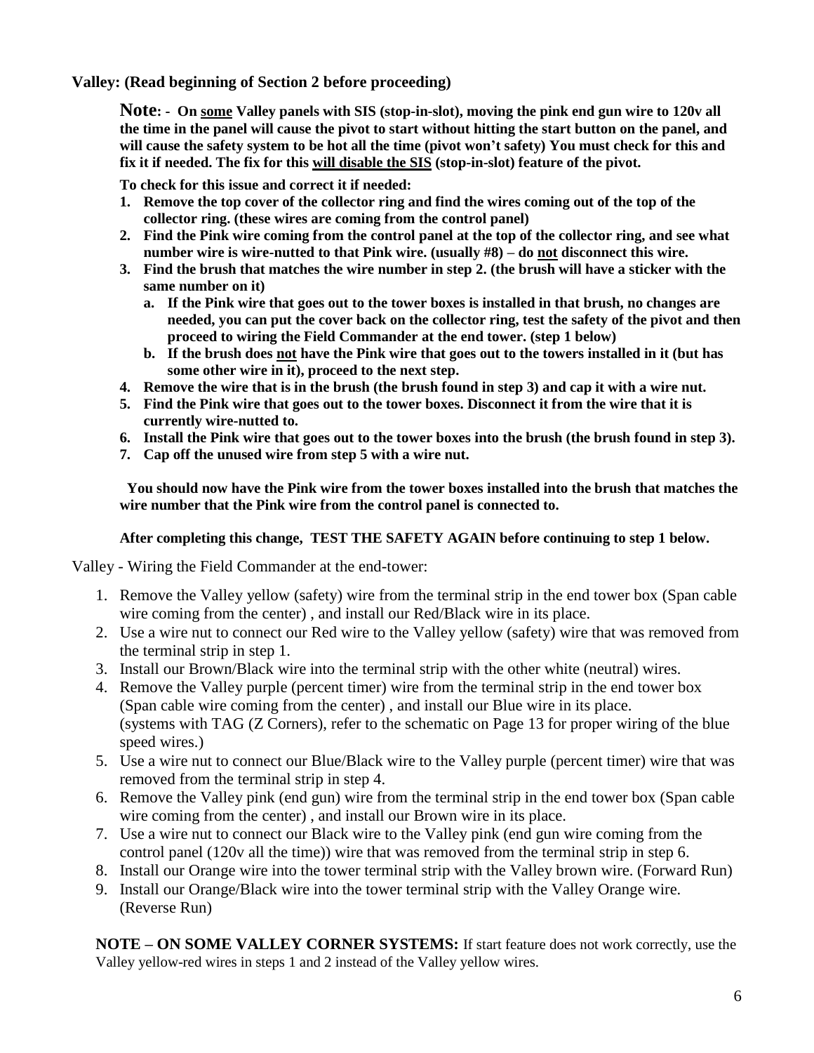**Valley: (Read beginning of Section 2 before proceeding)**

**Note: - On <u>some</u> Valley panels with SIS (stop-in-slot), moving the pink end gun wire to 120v all the time in the panel will cause the pivot to start without hitting the start button on the panel, and will cause the safety system to be hot all the time (pivot won't safety) You must check for this and fix it if needed. The fix for this <u>will disable the SIS</u> (stop-in-slot) feature of the pivot.**

**To check for this issue and correct it if needed:**

1. **Remove the top cover of the collector ring and find the wires coming out of the top of the collector ring. (these wires are coming from the control panel)**
2. **Find the Pink wire coming from the control panel at the top of the collector ring, and see what number wire is wire-nutted to that Pink wire. (usually #8) – do <u>not</u> disconnect this wire.**
3. **Find the brush that matches the wire number in step 2. (the brush will have a sticker with the same number on it)**
   a. **If the Pink wire that goes out to the tower boxes is installed in that brush, no changes are needed, you can put the cover back on the collector ring, test the safety of the pivot and then proceed to wiring the Field Commander at the end tower. (step 1 below)**
   b. **If the brush does <u>not</u> have the Pink wire that goes out to the towers installed in it (but has some other wire in it), proceed to the next step.**
4. **Remove the wire that is in the brush (the brush found in step 3) and cap it with a wire nut.**
5. **Find the Pink wire that goes out to the tower boxes. Disconnect it from the wire that it is currently wire-nutted to.**
6. **Install the Pink wire that goes out to the tower boxes into the brush (the brush found in step 3).**
7. **Cap off the unused wire from step 5 with a wire nut.**

**You should now have the Pink wire from the tower boxes installed into the brush that matches the wire number that the Pink wire from the control panel is connected to.**

**After completing this change, TEST THE SAFETY AGAIN before continuing to step 1 below.**

Valley - Wiring the Field Commander at the end-tower:

1. Remove the Valley yellow (safety) wire from the terminal strip in the end tower box (Span cable wire coming from the center) , and install our Red/Black wire in its place.
2. Use a wire nut to connect our Red wire to the Valley yellow (safety) wire that was removed from the terminal strip in step 1.
3. Install our Brown/Black wire into the terminal strip with the other white (neutral) wires.
4. Remove the Valley purple (percent timer) wire from the terminal strip in the end tower box (Span cable wire coming from the center) , and install our Blue wire in its place. (systems with TAG (Z Corners), refer to the schematic on Page 13 for proper wiring of the blue speed wires.)
5. Use a wire nut to connect our Blue/Black wire to the Valley purple (percent timer) wire that was removed from the terminal strip in step 4.
6. Remove the Valley pink (end gun) wire from the terminal strip in the end tower box (Span cable wire coming from the center) , and install our Brown wire in its place.
7. Use a wire nut to connect our Black wire to the Valley pink (end gun wire coming from the control panel (120v all the time)) wire that was removed from the terminal strip in step 6.
8. Install our Orange wire into the tower terminal strip with the Valley brown wire. (Forward Run)
9. Install our Orange/Black wire into the tower terminal strip with the Valley Orange wire. (Reverse Run)

**NOTE – ON SOME VALLEY CORNER SYSTEMS:** If start feature does not work correctly, use the Valley yellow-red wires in steps 1 and 2 instead of the Valley yellow wires.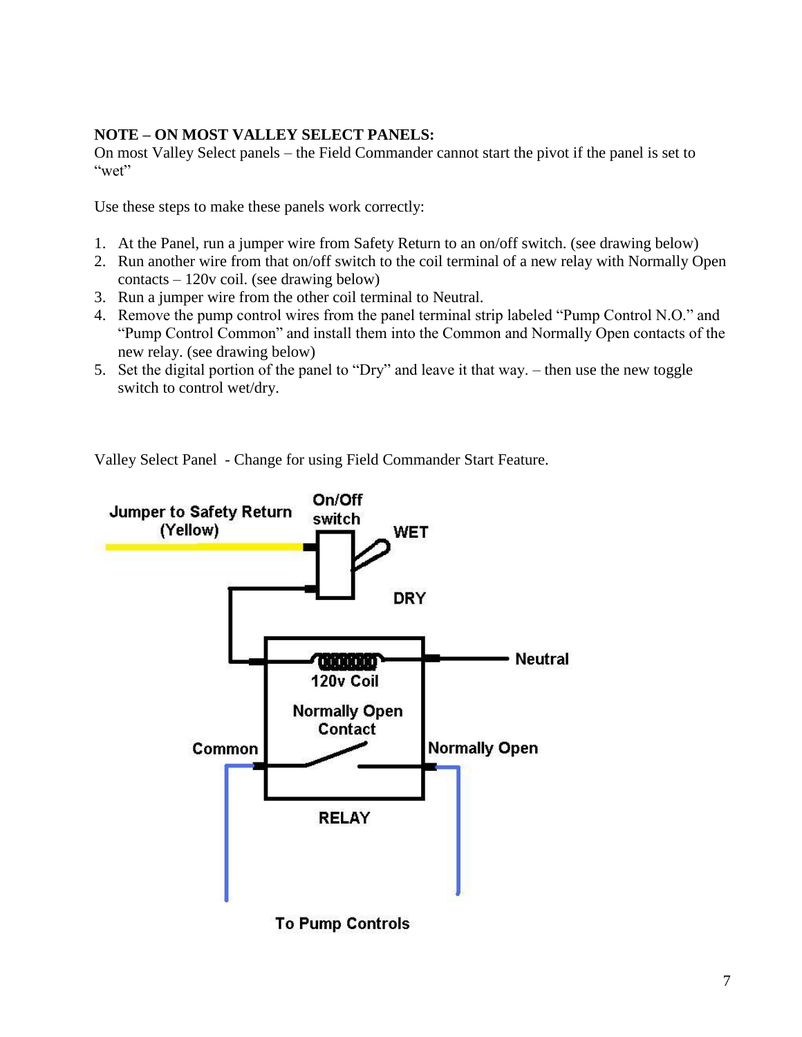**NOTE – ON MOST VALLEY SELECT PANELS:**
On most Valley Select panels – the Field Commander cannot start the pivot if the panel is set to "wet"

Use these steps to make these panels work correctly:

1. At the Panel, run a jumper wire from Safety Return to an on/off switch. (see drawing below)
2. Run another wire from that on/off switch to the coil terminal of a new relay with Normally Open contacts – 120v coil. (see drawing below)
3. Run a jumper wire from the other coil terminal to Neutral.
4. Remove the pump control wires from the panel terminal strip labeled "Pump Control N.O." and "Pump Control Common" and install them into the Common and Normally Open contacts of the new relay. (see drawing below)
5. Set the digital portion of the panel to "Dry" and leave it that way. – then use the new toggle switch to control wet/dry.

Valley Select Panel - Change for using Field Commander Start Feature.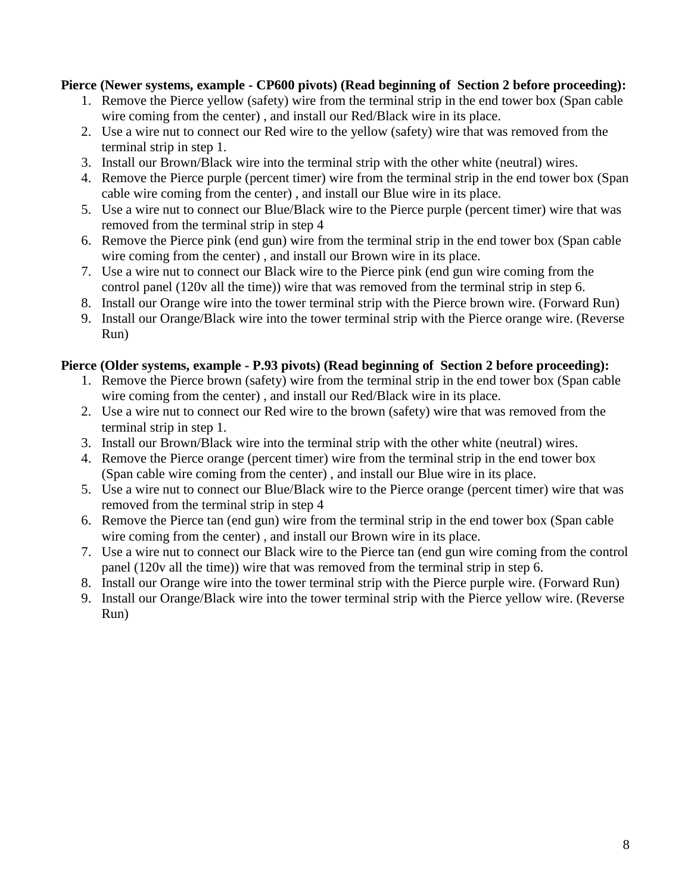**Pierce (Newer systems, example - CP600 pivots) (Read beginning of Section 2 before proceeding):**

1. Remove the Pierce yellow (safety) wire from the terminal strip in the end tower box (Span cable wire coming from the center) , and install our Red/Black wire in its place.
2. Use a wire nut to connect our Red wire to the yellow (safety) wire that was removed from the terminal strip in step 1.
3. Install our Brown/Black wire into the terminal strip with the other white (neutral) wires.
4. Remove the Pierce purple (percent timer) wire from the terminal strip in the end tower box (Span cable wire coming from the center) , and install our Blue wire in its place.
5. Use a wire nut to connect our Blue/Black wire to the Pierce purple (percent timer) wire that was removed from the terminal strip in step 4
6. Remove the Pierce pink (end gun) wire from the terminal strip in the end tower box (Span cable wire coming from the center) , and install our Brown wire in its place.
7. Use a wire nut to connect our Black wire to the Pierce pink (end gun wire coming from the control panel (120v all the time)) wire that was removed from the terminal strip in step 6.
8. Install our Orange wire into the tower terminal strip with the Pierce brown wire. (Forward Run)
9. Install our Orange/Black wire into the tower terminal strip with the Pierce orange wire. (Reverse Run)

**Pierce (Older systems, example - P.93 pivots) (Read beginning of Section 2 before proceeding):**

1. Remove the Pierce brown (safety) wire from the terminal strip in the end tower box (Span cable wire coming from the center) , and install our Red/Black wire in its place.
2. Use a wire nut to connect our Red wire to the brown (safety) wire that was removed from the terminal strip in step 1.
3. Install our Brown/Black wire into the terminal strip with the other white (neutral) wires.
4. Remove the Pierce orange (percent timer) wire from the terminal strip in the end tower box (Span cable wire coming from the center) , and install our Blue wire in its place.
5. Use a wire nut to connect our Blue/Black wire to the Pierce orange (percent timer) wire that was removed from the terminal strip in step 4
6. Remove the Pierce tan (end gun) wire from the terminal strip in the end tower box (Span cable wire coming from the center) , and install our Brown wire in its place.
7. Use a wire nut to connect our Black wire to the Pierce tan (end gun wire coming from the control panel (120v all the time)) wire that was removed from the terminal strip in step 6.
8. Install our Orange wire into the tower terminal strip with the Pierce purple wire. (Forward Run)
9. Install our Orange/Black wire into the tower terminal strip with the Pierce yellow wire. (Reverse Run)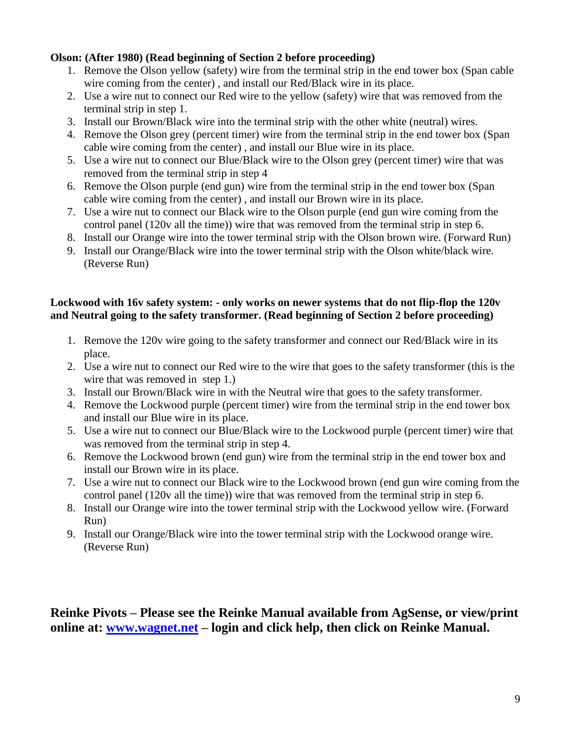**Olson: (After 1980) (Read beginning of Section 2 before proceeding)**

1. Remove the Olson yellow (safety) wire from the terminal strip in the end tower box (Span cable wire coming from the center) , and install our Red/Black wire in its place.
2. Use a wire nut to connect our Red wire to the yellow (safety) wire that was removed from the terminal strip in step 1.
3. Install our Brown/Black wire into the terminal strip with the other white (neutral) wires.
4. Remove the Olson grey (percent timer) wire from the terminal strip in the end tower box (Span cable wire coming from the center) , and install our Blue wire in its place.
5. Use a wire nut to connect our Blue/Black wire to the Olson grey (percent timer) wire that was removed from the terminal strip in step 4
6. Remove the Olson purple (end gun) wire from the terminal strip in the end tower box (Span cable wire coming from the center) , and install our Brown wire in its place.
7. Use a wire nut to connect our Black wire to the Olson purple (end gun wire coming from the control panel (120v all the time)) wire that was removed from the terminal strip in step 6.
8. Install our Orange wire into the tower terminal strip with the Olson brown wire. (Forward Run)
9. Install our Orange/Black wire into the tower terminal strip with the Olson white/black wire. (Reverse Run)

**Lockwood with 16v safety system: - only works on newer systems that do not flip-flop the 120v and Neutral going to the safety transformer. (Read beginning of Section 2 before proceeding)**

1. Remove the 120v wire going to the safety transformer and connect our Red/Black wire in its place.
2. Use a wire nut to connect our Red wire to the wire that goes to the safety transformer (this is the wire that was removed in step 1.)
3. Install our Brown/Black wire in with the Neutral wire that goes to the safety transformer.
4. Remove the Lockwood purple (percent timer) wire from the terminal strip in the end tower box and install our Blue wire in its place.
5. Use a wire nut to connect our Blue/Black wire to the Lockwood purple (percent timer) wire that was removed from the terminal strip in step 4.
6. Remove the Lockwood brown (end gun) wire from the terminal strip in the end tower box and install our Brown wire in its place.
7. Use a wire nut to connect our Black wire to the Lockwood brown (end gun wire coming from the control panel (120v all the time)) wire that was removed from the terminal strip in step 6.
8. Install our Orange wire into the tower terminal strip with the Lockwood yellow wire. (Forward Run)
9. Install our Orange/Black wire into the tower terminal strip with the Lockwood orange wire. (Reverse Run)

## Reinke Pivots – Please see the Reinke Manual available from AgSense, or view/print online at: [www.wagnet.net](http://www.wagnet.net) – login and click help, then click on Reinke Manual.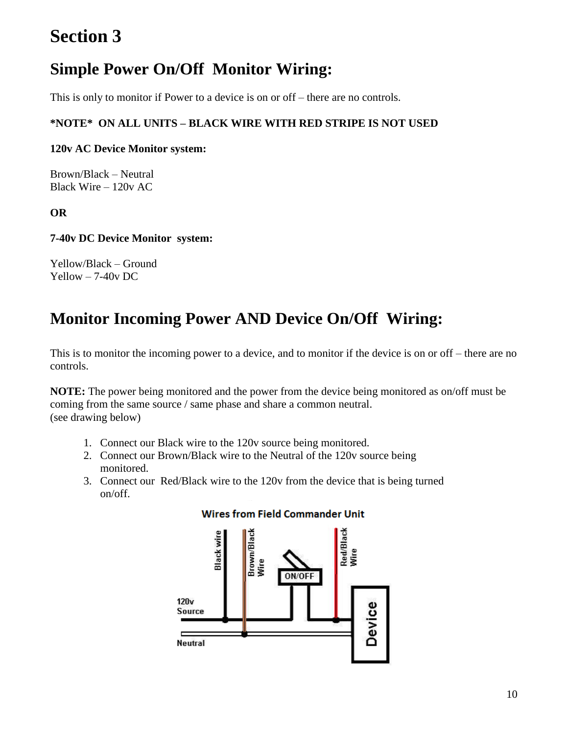# Section 3

## Simple Power On/Off Monitor Wiring:

This is only to monitor if Power to a device is on or off – there are no controls.

**\*NOTE\* ON ALL UNITS – BLACK WIRE WITH RED STRIPE IS NOT USED**

**120v AC Device Monitor system:**

Brown/Black – Neutral
Black Wire – 120v AC

**OR**

**7-40v DC Device Monitor system:**

Yellow/Black – Ground
Yellow – 7-40v DC

## Monitor Incoming Power AND Device On/Off Wiring:

This is to monitor the incoming power to a device, and to monitor if the device is on or off – there are no controls.

**NOTE:** The power being monitored and the power from the device being monitored as on/off must be coming from the same source / same phase and share a common neutral.
(see drawing below)

1. Connect our Black wire to the 120v source being monitored.
2. Connect our Brown/Black wire to the Neutral of the 120v source being monitored.
3. Connect our Red/Black wire to the 120v from the device that is being turned on/off.

Wires from Field Commander Unit

Black wire | Brown/Black Wire | ON/OFF | Red/Black Wire | 120v Source | Neutral | Device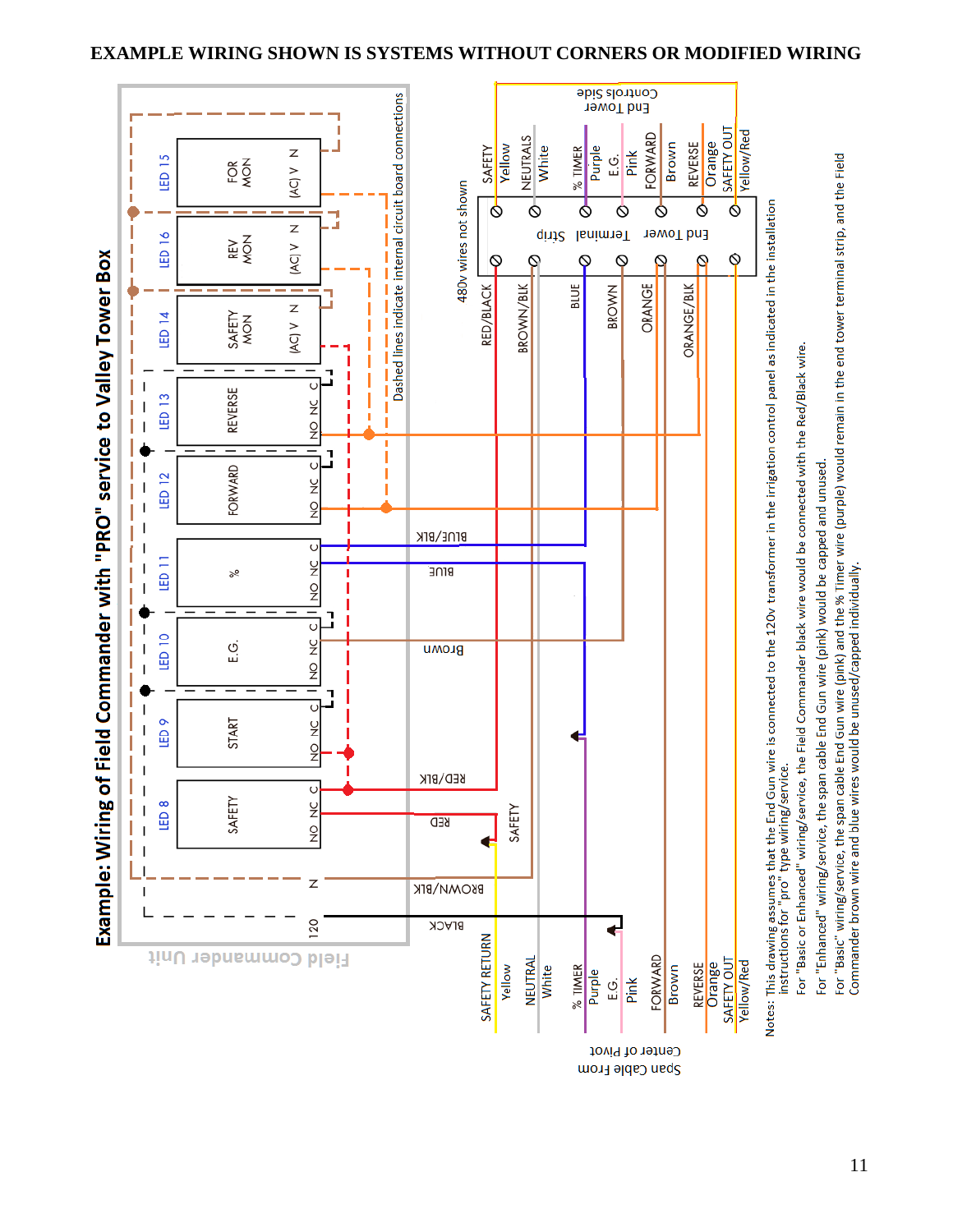**EXAMPLE WIRING SHOWN IS SYSTEMS WITHOUT CORNERS OR MODIFIED WIRING**

## Example: Wiring of Field Commander with "PRO" service to Valley Tower Box

Field Commander Unit

LED 8 SAFETY NO NC C
LED 9 START NO NC C
LED 10 E.G. NO NC C
LED 11 % NO NC C
LED 12 FORWARD NO NC C
LED 13 REVERSE NO NC C
LED 14 SAFETY MON (AC) V N
LED 16 REV MON (AC) V N
LED 15 FOR MON (AC) V N

120 N

Dashed lines indicate internal circuit board connections

BLACK, BROWN/BLK, RED, RED/BLK, Brown, BLUE, BLUE/BLK

480v wires not shown

RED/BLACK, BROWN/BLK, BLUE, BROWN, ORANGE, ORANGE/BLK

End Tower Terminal Strip

End Tower Controls Side: SAFETY Yellow, NEUTRALS White, % TIMER Purple, E.G. Pink, FORWARD Brown, REVERSE Orange, SAFETY OUT Yellow/Red

SAFETY

Span Cable From Center of Pivot: SAFETY RETURN Yellow, NEUTRAL White, % TIMER Purple, E.G. Pink, FORWARD Brown, REVERSE Orange, SAFETY OUT Yellow/Red

Notes: This drawing assumes that the End Gun wire is connected to the 120v transformer in the irrigation control panel as indicated in the installation instructions for "pro" type wiring/service.

For "Basic or Enhanced" wiring/service, the Field Commander black wire would be connected with the Red/Black wire.

For "Enhanced" wiring/service, the span cable End Gun wire (pink) would be capped and unused.

For "Basic" wiring/service, the span cable End Gun wire (pink) and the % Timer wire (purple) would remain in the end tower terminal strip, and the Field Commander brown wire and blue wires would be unused/capped individually.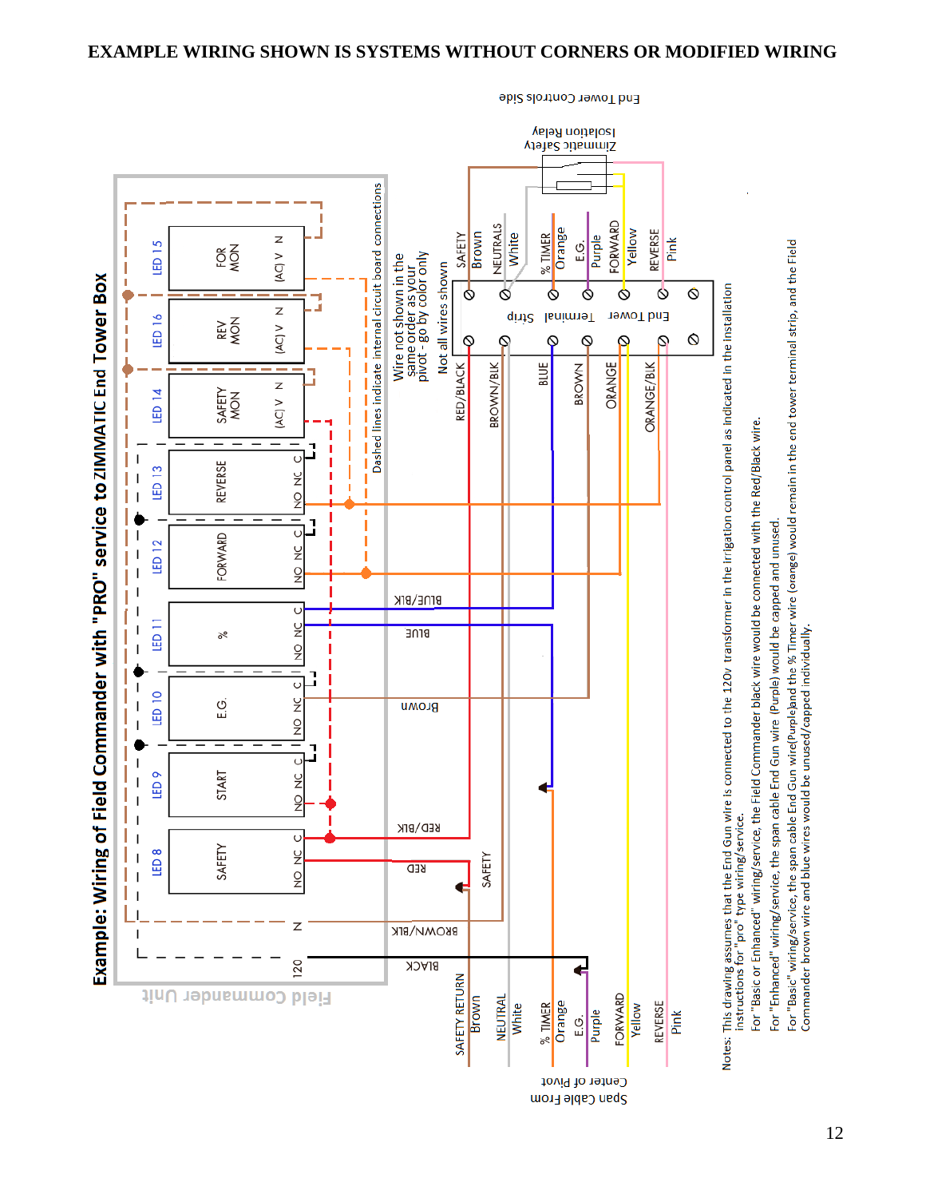**EXAMPLE WIRING SHOWN IS SYSTEMS WITHOUT CORNERS OR MODIFIED WIRING**

**Example: Wiring of Field Commander with "PRO" service to ZIMMATIC End Tower Box**

Field Commander Unit

LED 8 SAFETY NO NC C
LED 9 START NO NC C
LED 10 E.G. NO NC C
LED 11 % NO NC C
LED 12 FORWARD NO NC C
LED 13 REVERSE NO NC C
LED 14 SAFETY MON (AC) V N
LED 16 REV MON (AC) V N
LED 15 FOR MON (AC) V N

120 N

BLACK, BROWN/BLK, RED, RED/BLK, Brown, BLUE, BLUE/BLK, SAFETY

Dashed lines indicate internal circuit board connections

Wire not shown in the same order as your pivot - go by color only

Not all wires shown

RED/BLACK, BROWN/BLK, BLUE, BROWN, ORANGE, ORANGE/BLK

End Tower Terminal Strip

SAFETY Brown, NEUTRALS White, % TIMER Orange, E.G. Purple, FORWARD Yellow, REVERSE Pink

Zimmatic Safety Isolation Relay

End Tower Controls Side

Span Cable From Center of Pivot: SAFETY RETURN Brown, NEUTRAL White, % TIMER Orange, E.G. Purple, FORWARD Yellow, REVERSE Pink

Notes: This drawing assumes that the End Gun wire is connected to the 120v transformer in the irrigation control panel as indicated in the installation instructions for "pro" type wiring/service.

For "Basic or Enhanced" wiring/service, the Field Commander black wire would be connected with the Red/Black wire.

For "Enhanced" wiring/service, the span cable End Gun wire (Purple) would be capped and unused.

For "Basic" wiring/service, the span cable End Gun wire(Purple)and the % Timer wire (orange) would remain in the end tower terminal strip, and the Field Commander brown wire and blue wires would be unused/capped individually.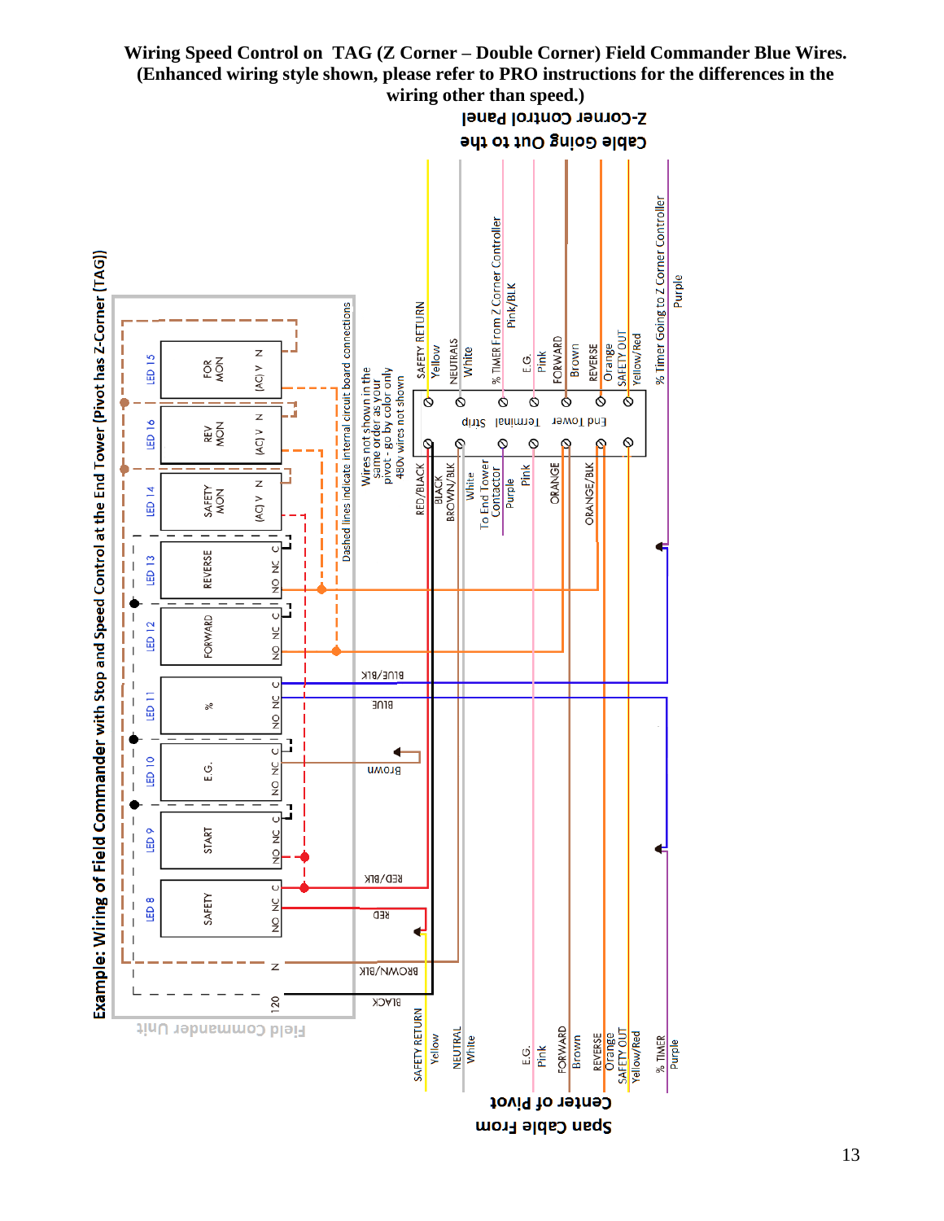**Wiring Speed Control on TAG (Z Corner – Double Corner) Field Commander Blue Wires. (Enhanced wiring style shown, please refer to PRO instructions for the differences in the wiring other than speed.)**

Example: Wiring of Field Commander with Stop and Speed Control at the End Tower (Pivot has Z-Corner (TAG))

Cable Going Out to the Z-Corner Control Panel

Field Commander Unit

LED 15 FOR MON (AC) V N

LED 16 REV MON (AC) V N

LED 14 SAFETY MON (AC) V N

LED 13 REVERSE NO NC C

LED 12 FORWARD NO NC C

LED 11 % NO NC C

LED 10 E.G. NO NC C

LED 9 START NO NC C

LED 8 SAFETY NO NC C

N

120

Dashed lines indicate internal circuit board connections

Wires not shown in the same order as your pivot - go by color only. 480v wires not shown

End Tower Terminal Strip

SAFETY RETURN Yellow

NEUTRALS White

% TIMER From Z Corner Controller Pink/BLK

E.G. Pink

FORWARD Brown

REVERSE Orange

SAFETY OUT Yellow/Red

% Timer Going to Z Corner Controller Purple

RED/BLACK

BLACK

BROWN/BLK

White

To End Tower Contactor Purple

Pink

ORANGE

ORANGE/BLK

BLUE/BLK

BLUE

Brown

RED/BLK

RED

BROWN/BLK

BLACK

SAFETY RETURN Yellow

NEUTRAL White

E.G. Pink

FORWARD Brown

REVERSE Orange

SAFETY OUT Yellow/Red

% TIMER Purple

Span Cable From Center of Pivot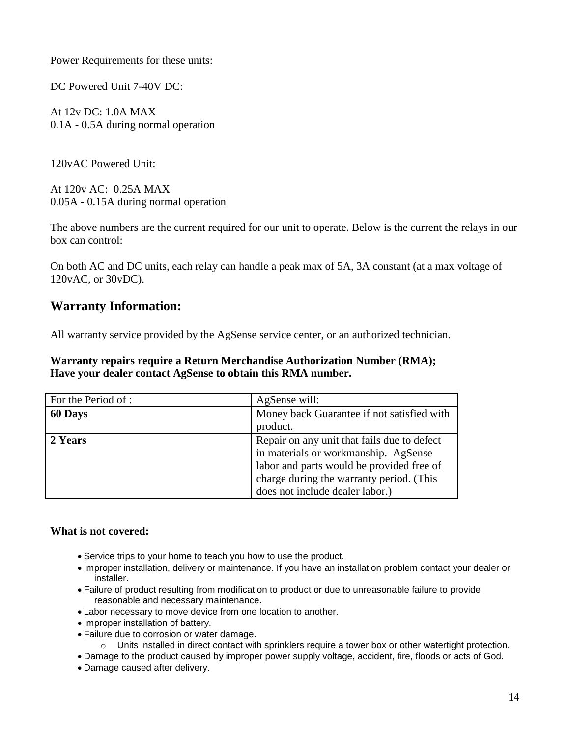Power Requirements for these units:

DC Powered Unit 7-40V DC:

At 12v DC: 1.0A MAX
0.1A - 0.5A during normal operation

120vAC Powered Unit:

At 120v AC: 0.25A MAX
0.05A - 0.15A during normal operation

The above numbers are the current required for our unit to operate. Below is the current the relays in our box can control:

On both AC and DC units, each relay can handle a peak max of 5A, 3A constant (at a max voltage of 120vAC, or 30vDC).

## Warranty Information:

All warranty service provided by the AgSense service center, or an authorized technician.

**Warranty repairs require a Return Merchandise Authorization Number (RMA); Have your dealer contact AgSense to obtain this RMA number.**

| For the Period of : | AgSense will: |
|---|---|
| **60 Days** | Money back Guarantee if not satisfied with product. |
| **2 Years** | Repair on any unit that fails due to defect in materials or workmanship. AgSense labor and parts would be provided free of charge during the warranty period. (This does not include dealer labor.) |

**What is not covered:**

- Service trips to your home to teach you how to use the product.
- Improper installation, delivery or maintenance. If you have an installation problem contact your dealer or installer.
- Failure of product resulting from modification to product or due to unreasonable failure to provide reasonable and necessary maintenance.
- Labor necessary to move device from one location to another.
- Improper installation of battery.
- Failure due to corrosion or water damage.
    - Units installed in direct contact with sprinklers require a tower box or other watertight protection.
- Damage to the product caused by improper power supply voltage, accident, fire, floods or acts of God.
- Damage caused after delivery.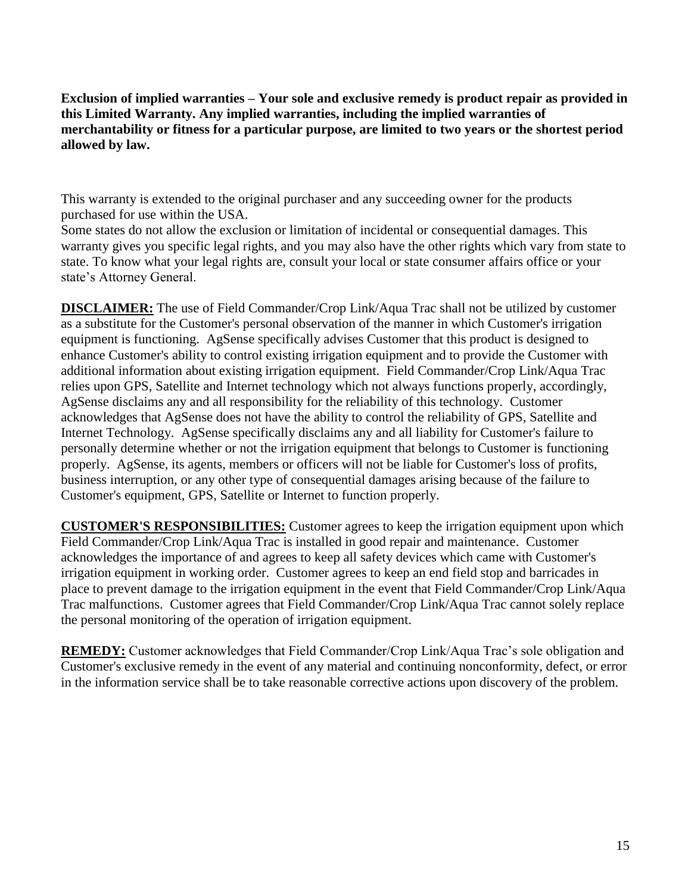**Exclusion of implied warranties – Your sole and exclusive remedy is product repair as provided in this Limited Warranty. Any implied warranties, including the implied warranties of merchantability or fitness for a particular purpose, are limited to two years or the shortest period allowed by law.**

This warranty is extended to the original purchaser and any succeeding owner for the products purchased for use within the USA.
Some states do not allow the exclusion or limitation of incidental or consequential damages. This warranty gives you specific legal rights, and you may also have the other rights which vary from state to state. To know what your legal rights are, consult your local or state consumer affairs office or your state's Attorney General.

**DISCLAIMER:** The use of Field Commander/Crop Link/Aqua Trac shall not be utilized by customer as a substitute for the Customer's personal observation of the manner in which Customer's irrigation equipment is functioning. AgSense specifically advises Customer that this product is designed to enhance Customer's ability to control existing irrigation equipment and to provide the Customer with additional information about existing irrigation equipment. Field Commander/Crop Link/Aqua Trac relies upon GPS, Satellite and Internet technology which not always functions properly, accordingly, AgSense disclaims any and all responsibility for the reliability of this technology. Customer acknowledges that AgSense does not have the ability to control the reliability of GPS, Satellite and Internet Technology. AgSense specifically disclaims any and all liability for Customer's failure to personally determine whether or not the irrigation equipment that belongs to Customer is functioning properly. AgSense, its agents, members or officers will not be liable for Customer's loss of profits, business interruption, or any other type of consequential damages arising because of the failure to Customer's equipment, GPS, Satellite or Internet to function properly.

**CUSTOMER'S RESPONSIBILITIES:** Customer agrees to keep the irrigation equipment upon which Field Commander/Crop Link/Aqua Trac is installed in good repair and maintenance. Customer acknowledges the importance of and agrees to keep all safety devices which came with Customer's irrigation equipment in working order. Customer agrees to keep an end field stop and barricades in place to prevent damage to the irrigation equipment in the event that Field Commander/Crop Link/Aqua Trac malfunctions. Customer agrees that Field Commander/Crop Link/Aqua Trac cannot solely replace the personal monitoring of the operation of irrigation equipment.

**REMEDY:** Customer acknowledges that Field Commander/Crop Link/Aqua Trac's sole obligation and Customer's exclusive remedy in the event of any material and continuing nonconformity, defect, or error in the information service shall be to take reasonable corrective actions upon discovery of the problem.